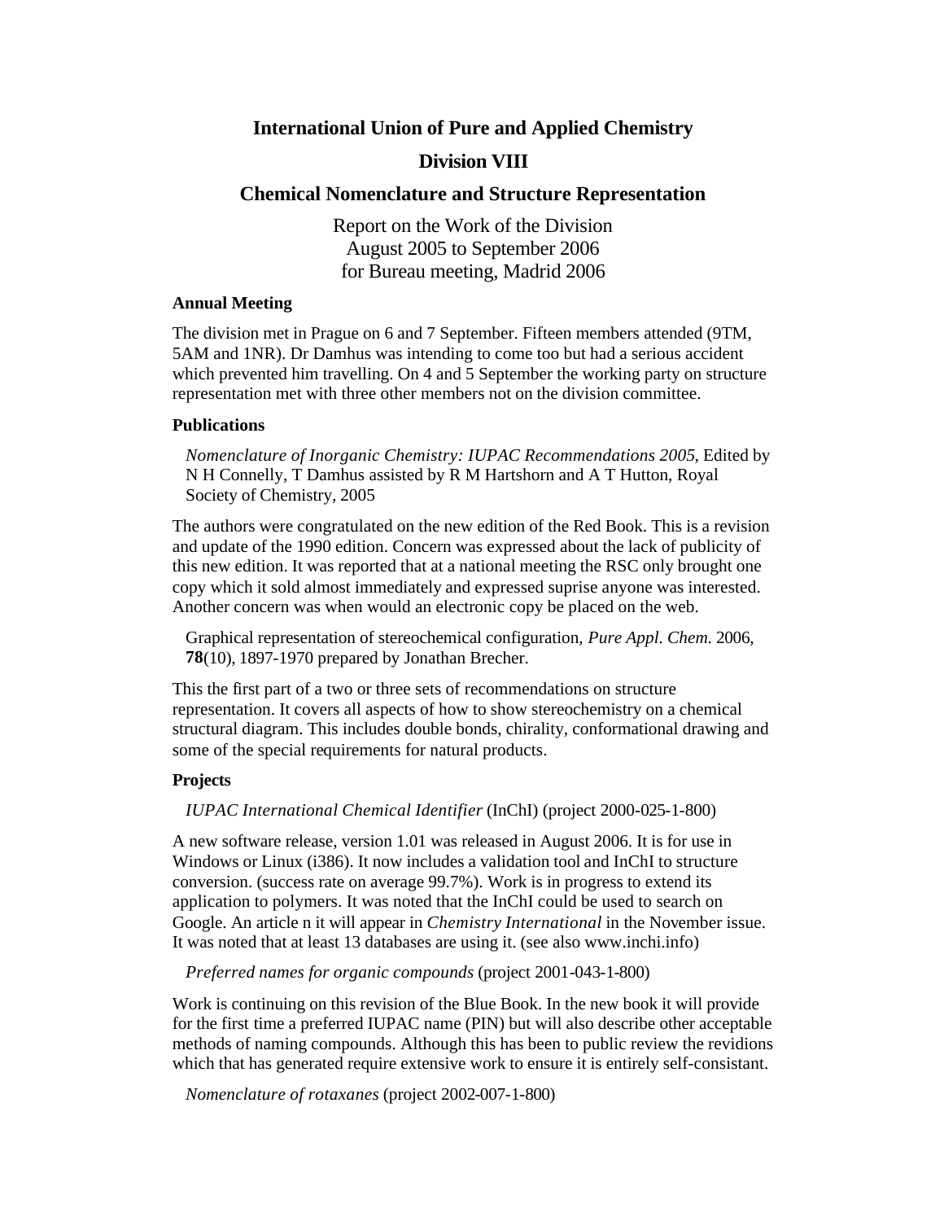# International Union of Pure and Applied Chemistry

## Division VIII

## Chemical Nomenclature and Structure Representation

Report on the Work of the Division
August 2005 to September 2006
for Bureau meeting, Madrid 2006

### Annual Meeting

The division met in Prague on 6 and 7 September. Fifteen members attended (9TM, 5AM and 1NR). Dr Damhus was intending to come too but had a serious accident which prevented him travelling. On 4 and 5 September the working party on structure representation met with three other members not on the division committee.

### Publications

*Nomenclature of Inorganic Chemistry: IUPAC Recommendations 2005*, Edited by N H Connelly, T Damhus assisted by R M Hartshorn and A T Hutton, Royal Society of Chemistry, 2005

The authors were congratulated on the new edition of the Red Book. This is a revision and update of the 1990 edition. Concern was expressed about the lack of publicity of this new edition. It was reported that at a national meeting the RSC only brought one copy which it sold almost immediately and expressed suprise anyone was interested. Another concern was when would an electronic copy be placed on the web.

Graphical representation of stereochemical configuration, *Pure Appl. Chem.* 2006, **78**(10), 1897-1970 prepared by Jonathan Brecher.

This the first part of a two or three sets of recommendations on structure representation. It covers all aspects of how to show stereochemistry on a chemical structural diagram. This includes double bonds, chirality, conformational drawing and some of the special requirements for natural products.

### Projects

*IUPAC International Chemical Identifier* (InChI) (project 2000-025-1-800)

A new software release, version 1.01 was released in August 2006. It is for use in Windows or Linux (i386). It now includes a validation tool and InChI to structure conversion. (success rate on average 99.7%). Work is in progress to extend its application to polymers. It was noted that the InChI could be used to search on Google. An article n it will appear in *Chemistry International* in the November issue. It was noted that at least 13 databases are using it. (see also www.inchi.info)

*Preferred names for organic compounds* (project 2001-043-1-800)

Work is continuing on this revision of the Blue Book. In the new book it will provide for the first time a preferred IUPAC name (PIN) but will also describe other acceptable methods of naming compounds. Although this has been to public review the revidions which that has generated require extensive work to ensure it is entirely self-consistant.

*Nomenclature of rotaxanes* (project 2002-007-1-800)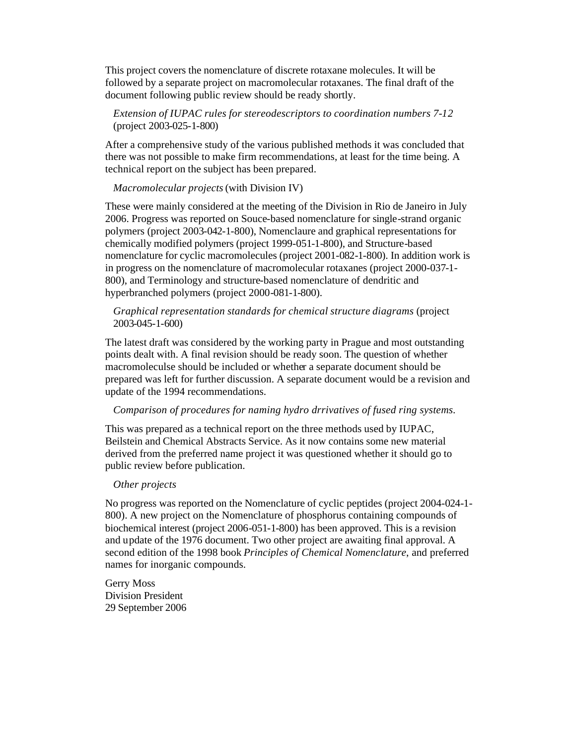This project covers the nomenclature of discrete rotaxane molecules. It will be followed by a separate project on macromolecular rotaxanes. The final draft of the document following public review should be ready shortly.

*Extension of IUPAC rules for stereodescriptors to coordination numbers 7-12* (project 2003-025-1-800)

After a comprehensive study of the various published methods it was concluded that there was not possible to make firm recommendations, at least for the time being. A technical report on the subject has been prepared.

*Macromolecular projects* (with Division IV)

These were mainly considered at the meeting of the Division in Rio de Janeiro in July 2006. Progress was reported on Souce-based nomenclature for single-strand organic polymers (project 2003-042-1-800), Nomenclaure and graphical representations for chemically modified polymers (project 1999-051-1-800), and Structure-based nomenclature for cyclic macromolecules (project 2001-082-1-800). In addition work is in progress on the nomenclature of macromolecular rotaxanes (project 2000-037-1-800), and Terminology and structure-based nomenclature of dendritic and hyperbranched polymers (project 2000-081-1-800).

*Graphical representation standards for chemical structure diagrams* (project 2003-045-1-600)

The latest draft was considered by the working party in Prague and most outstanding points dealt with. A final revision should be ready soon. The question of whether macromoleculse should be included or whether a separate document should be prepared was left for further discussion. A separate document would be a revision and update of the 1994 recommendations.

*Comparison of procedures for naming hydro drrivatives of fused ring systems.*

This was prepared as a technical report on the three methods used by IUPAC, Beilstein and Chemical Abstracts Service. As it now contains some new material derived from the preferred name project it was questioned whether it should go to public review before publication.

*Other projects*

No progress was reported on the Nomenclature of cyclic peptides (project 2004-024-1-800). A new project on the Nomenclature of phosphorus containing compounds of biochemical interest (project 2006-051-1-800) has been approved. This is a revision and update of the 1976 document. Two other project are awaiting final approval. A second edition of the 1998 book *Principles of Chemical Nomenclature*, and preferred names for inorganic compounds.

Gerry Moss  
Division President  
29 September 2006